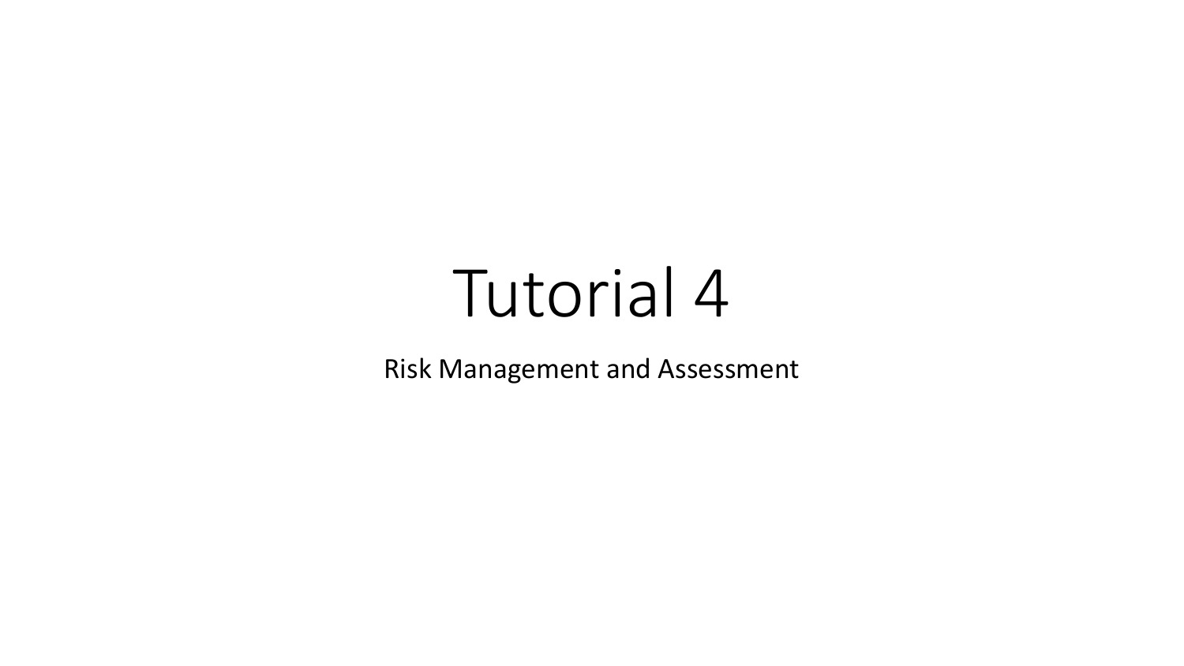# Tutorial 4

Risk Management and Assessment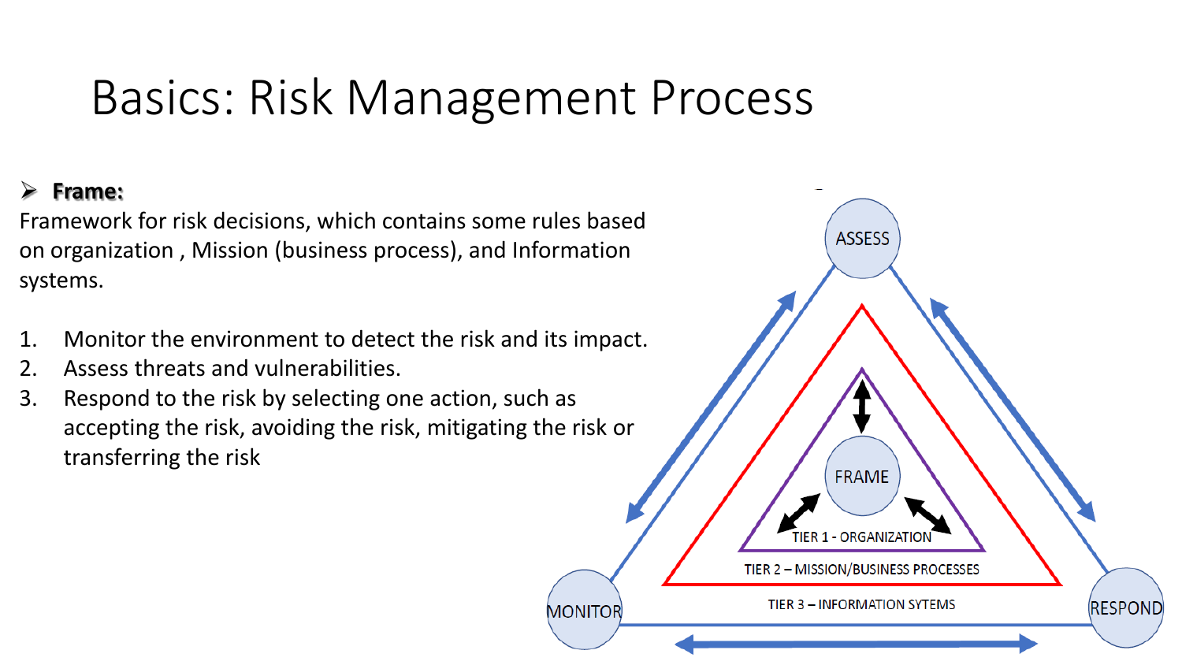# Basics: Risk Management Process

- **Frame:**

Framework for risk decisions, which contains some rules based on organization , Mission (business process), and Information systems.

1. Monitor the environment to detect the risk and its impact.
2. Assess threats and vulnerabilities.
3. Respond to the risk by selecting one action, such as accepting the risk, avoiding the risk, mitigating the risk or transferring the risk

ASSESS

FRAME

TIER 1 - ORGANIZATION

TIER 2 – MISSION/BUSINESS PROCESSES

TIER 3 – INFORMATION SYTEMS

MONITOR

RESPOND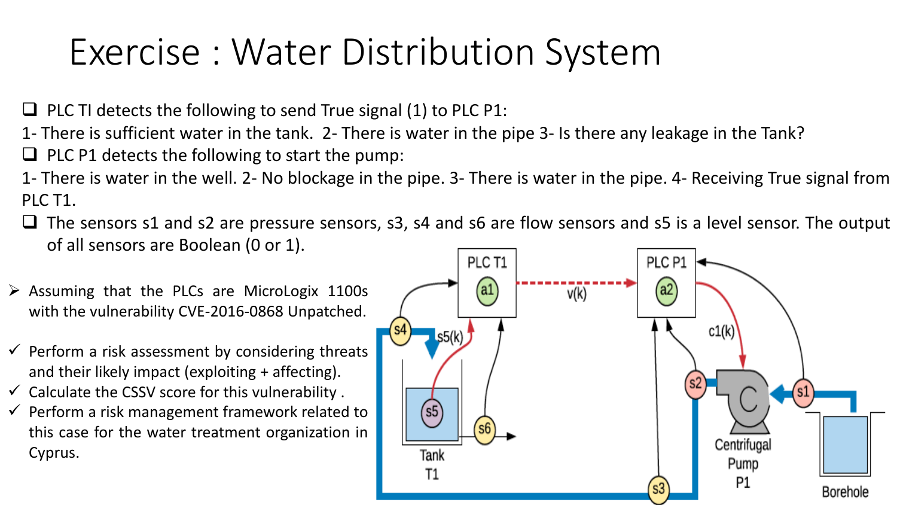# Exercise : Water Distribution System

- PLC TI detects the following to send True signal (1) to PLC P1:

1- There is sufficient water in the tank. 2- There is water in the pipe 3- Is there any leakage in the Tank?

- PLC P1 detects the following to start the pump:

1- There is water in the well. 2- No blockage in the pipe. 3- There is water in the pipe. 4- Receiving True signal from PLC T1.

- The sensors s1 and s2 are pressure sensors, s3, s4 and s6 are flow sensors and s5 is a level sensor. The output of all sensors are Boolean (0 or 1).

- Assuming that the PLCs are MicroLogix 1100s with the vulnerability CVE-2016-0868 Unpatched.

- ✓ Perform a risk assessment by considering threats and their likely impact (exploiting + affecting).
- ✓ Calculate the CSSV score for this vulnerability .
- ✓ Perform a risk management framework related to this case for the water treatment organization in Cyprus.

PLC T1

a1

v(k)

PLC P1

a2

s4

s5(k)

c1(k)

s5

s6

s2

s1

Tank T1

Centrifugal Pump P1

Borehole

s3